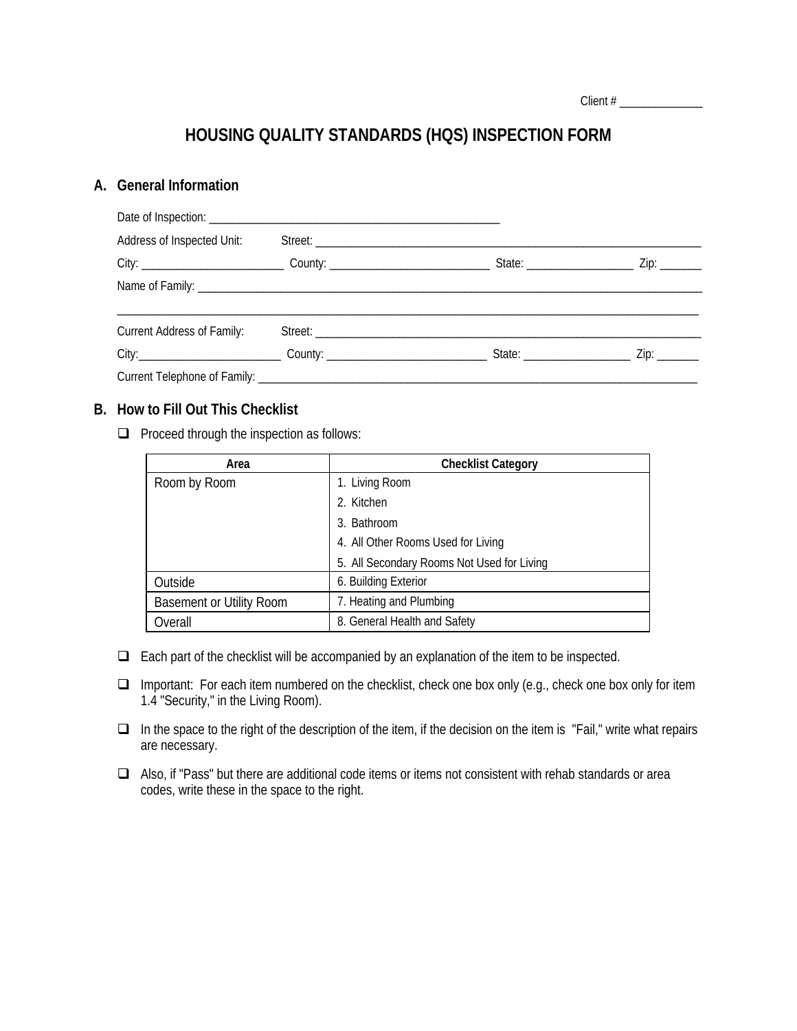Client # ______________

# HOUSING QUALITY STANDARDS (HQS) INSPECTION FORM

## A. General Information

Date of Inspection: ____________________________________________________

Address of Inspected Unit: Street: ____________________________________________________________________

City: ________________________ County: ___________________________ State: __________________ Zip: _______

Name of Family: ____________________________________________________________________________________________

____________________________________________________________________________________________

Current Address of Family: Street: ____________________________________________________________________

City: ________________________ County: ___________________________ State: __________________ Zip: _______

Current Telephone of Family: ______________________________________________________________________________

## B. How to Fill Out This Checklist

- ❑ Proceed through the inspection as follows:

| Area | Checklist Category |
|---|---|
| Room by Room | 1. Living Room |
| | 2. Kitchen |
| | 3. Bathroom |
| | 4. All Other Rooms Used for Living |
| | 5. All Secondary Rooms Not Used for Living |
| Outside | 6. Building Exterior |
| Basement or Utility Room | 7. Heating and Plumbing |
| Overall | 8. General Health and Safety |

- ❑ Each part of the checklist will be accompanied by an explanation of the item to be inspected.
- ❑ Important: For each item numbered on the checklist, check one box only (e.g., check one box only for item 1.4 "Security," in the Living Room).
- ❑ In the space to the right of the description of the item, if the decision on the item is "Fail," write what repairs are necessary.
- ❑ Also, if "Pass" but there are additional code items or items not consistent with rehab standards or area codes, write these in the space to the right.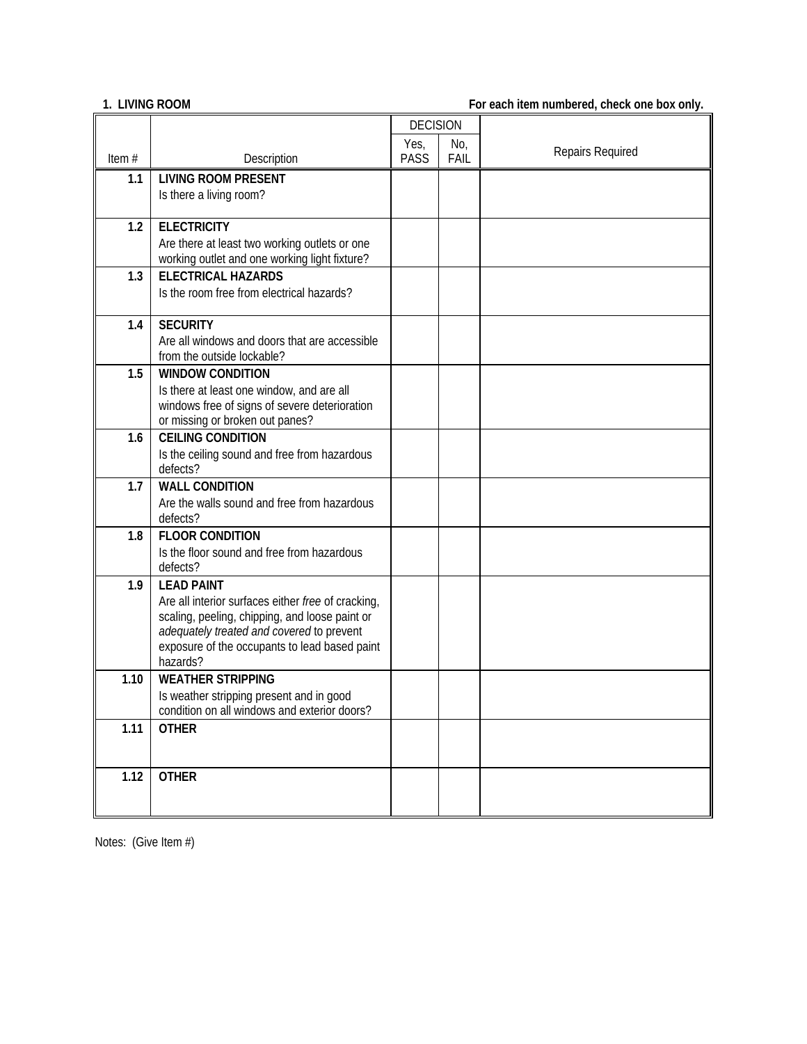**1. LIVING ROOM** **For each item numbered, check one box only.**

| Item # | Description | DECISION | | Repairs Required |
|---|---|---|---|---|
| | | Yes, PASS | No, FAIL | |
| 1.1 | **LIVING ROOM PRESENT**<br>Is there a living room? | | | |
| 1.2 | **ELECTRICITY**<br>Are there at least two working outlets or one working outlet and one working light fixture? | | | |
| 1.3 | **ELECTRICAL HAZARDS**<br>Is the room free from electrical hazards? | | | |
| 1.4 | **SECURITY**<br>Are all windows and doors that are accessible from the outside lockable? | | | |
| 1.5 | **WINDOW CONDITION**<br>Is there at least one window, and are all windows free of signs of severe deterioration or missing or broken out panes? | | | |
| 1.6 | **CEILING CONDITION**<br>Is the ceiling sound and free from hazardous defects? | | | |
| 1.7 | **WALL CONDITION**<br>Are the walls sound and free from hazardous defects? | | | |
| 1.8 | **FLOOR CONDITION**<br>Is the floor sound and free from hazardous defects? | | | |
| 1.9 | **LEAD PAINT**<br>Are all interior surfaces either *free* of cracking, scaling, peeling, chipping, and loose paint or *adequately treated and covered* to prevent exposure of the occupants to lead based paint hazards? | | | |
| 1.10 | **WEATHER STRIPPING**<br>Is weather stripping present and in good condition on all windows and exterior doors? | | | |
| 1.11 | **OTHER** | | | |
| 1.12 | **OTHER** | | | |

Notes: (Give Item #)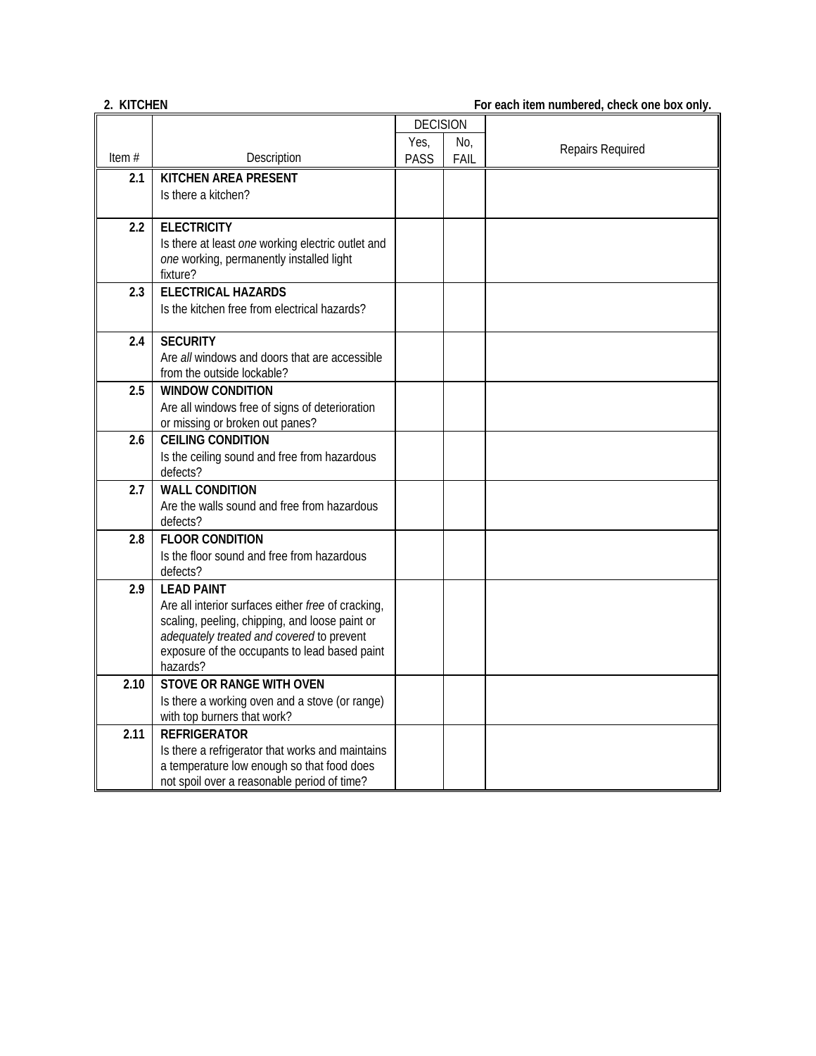**2. KITCHEN** **For each item numbered, check one box only.**

| Item # | Description | DECISION Yes, PASS | No, FAIL | Repairs Required |
|---|---|---|---|---|
| 2.1 | **KITCHEN AREA PRESENT** Is there a kitchen? | | | |
| 2.2 | **ELECTRICITY** Is there at least *one* working electric outlet and *one* working, permanently installed light fixture? | | | |
| 2.3 | **ELECTRICAL HAZARDS** Is the kitchen free from electrical hazards? | | | |
| 2.4 | **SECURITY** Are *all* windows and doors that are accessible from the outside lockable? | | | |
| 2.5 | **WINDOW CONDITION** Are all windows free of signs of deterioration or missing or broken out panes? | | | |
| 2.6 | **CEILING CONDITION** Is the ceiling sound and free from hazardous defects? | | | |
| 2.7 | **WALL CONDITION** Are the walls sound and free from hazardous defects? | | | |
| 2.8 | **FLOOR CONDITION** Is the floor sound and free from hazardous defects? | | | |
| 2.9 | **LEAD PAINT** Are all interior surfaces either *free* of cracking, scaling, peeling, chipping, and loose paint or *adequately treated and covered* to prevent exposure of the occupants to lead based paint hazards? | | | |
| 2.10 | **STOVE OR RANGE WITH OVEN** Is there a working oven and a stove (or range) with top burners that work? | | | |
| 2.11 | **REFRIGERATOR** Is there a refrigerator that works and maintains a temperature low enough so that food does not spoil over a reasonable period of time? | | | |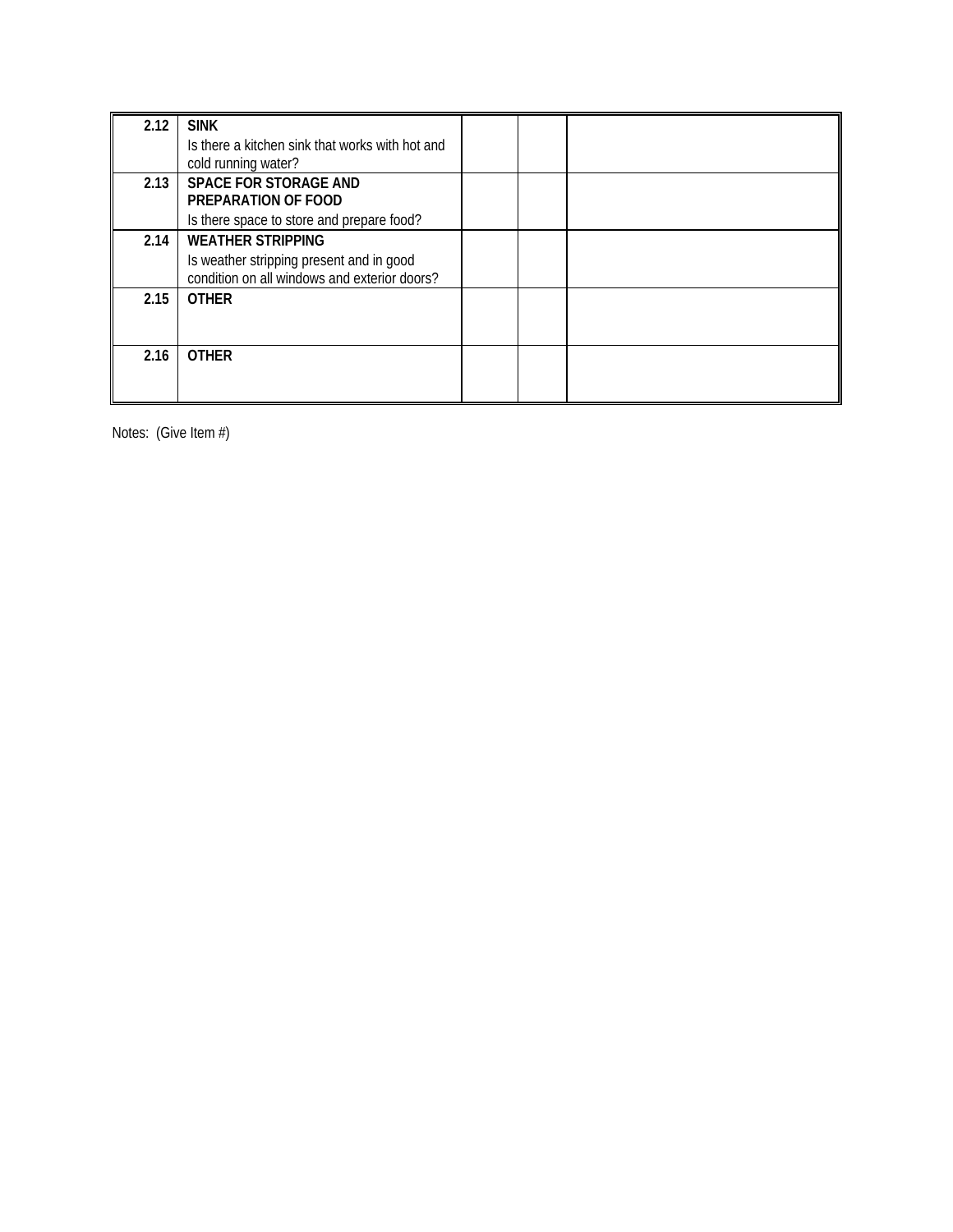| | | | | |
|---|---|---|---|---|
| **2.12** | **SINK**<br>Is there a kitchen sink that works with hot and cold running water? | | | |
| **2.13** | **SPACE FOR STORAGE AND PREPARATION OF FOOD**<br>Is there space to store and prepare food? | | | |
| **2.14** | **WEATHER STRIPPING**<br>Is weather stripping present and in good condition on all windows and exterior doors? | | | |
| **2.15** | **OTHER** | | | |
| **2.16** | **OTHER** | | | |

Notes: (Give Item #)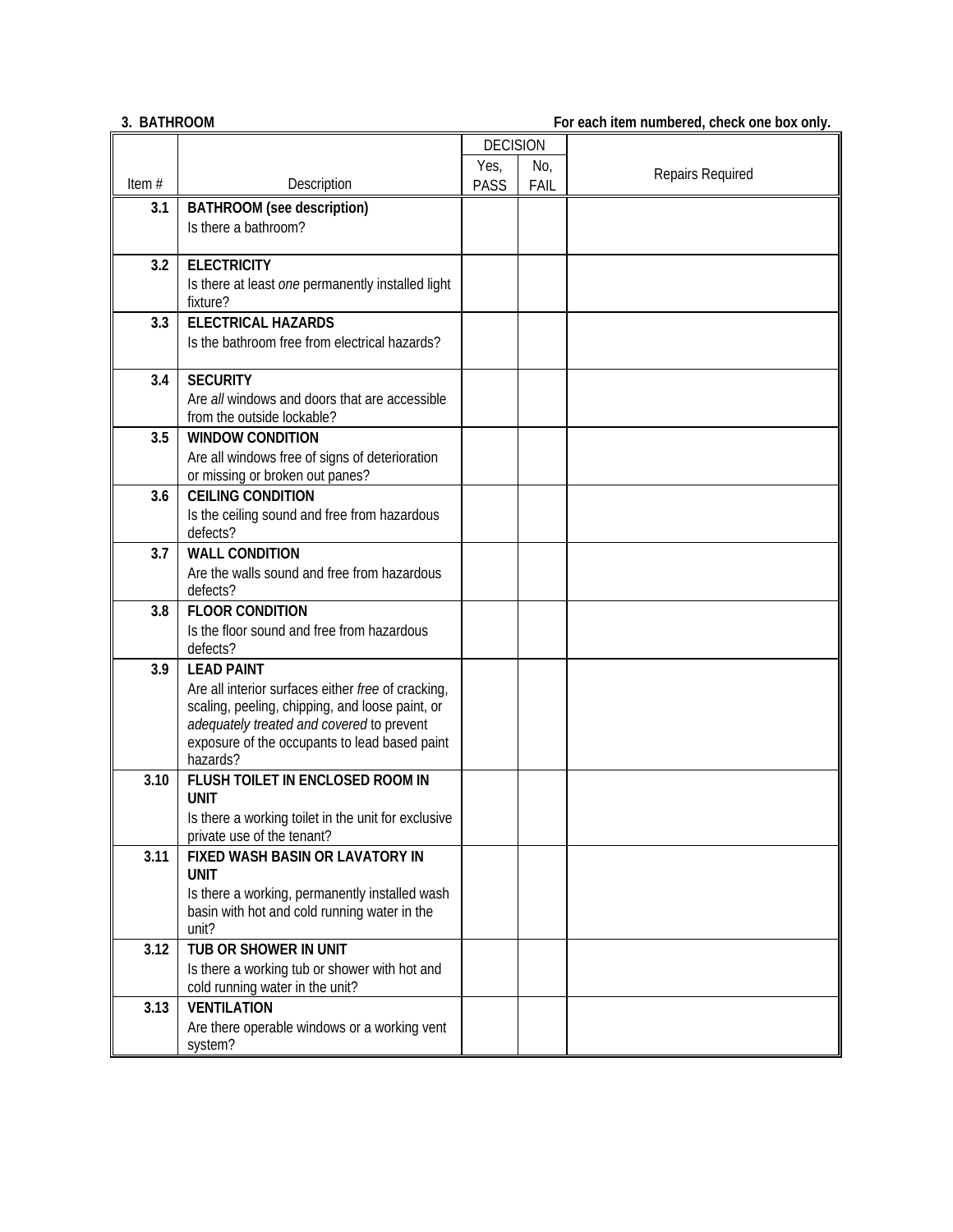**3. BATHROOM** **For each item numbered, check one box only.**

| Item # | Description | DECISION Yes, PASS | No, FAIL | Repairs Required |
|---|---|---|---|---|
| 3.1 | **BATHROOM (see description)** Is there a bathroom? | | | |
| 3.2 | **ELECTRICITY** Is there at least *one* permanently installed light fixture? | | | |
| 3.3 | **ELECTRICAL HAZARDS** Is the bathroom free from electrical hazards? | | | |
| 3.4 | **SECURITY** Are *all* windows and doors that are accessible from the outside lockable? | | | |
| 3.5 | **WINDOW CONDITION** Are all windows free of signs of deterioration or missing or broken out panes? | | | |
| 3.6 | **CEILING CONDITION** Is the ceiling sound and free from hazardous defects? | | | |
| 3.7 | **WALL CONDITION** Are the walls sound and free from hazardous defects? | | | |
| 3.8 | **FLOOR CONDITION** Is the floor sound and free from hazardous defects? | | | |
| 3.9 | **LEAD PAINT** Are all interior surfaces either *free* of cracking, scaling, peeling, chipping, and loose paint, or *adequately treated and covered* to prevent exposure of the occupants to lead based paint hazards? | | | |
| 3.10 | **FLUSH TOILET IN ENCLOSED ROOM IN UNIT** Is there a working toilet in the unit for exclusive private use of the tenant? | | | |
| 3.11 | **FIXED WASH BASIN OR LAVATORY IN UNIT** Is there a working, permanently installed wash basin with hot and cold running water in the unit? | | | |
| 3.12 | **TUB OR SHOWER IN UNIT** Is there a working tub or shower with hot and cold running water in the unit? | | | |
| 3.13 | **VENTILATION** Are there operable windows or a working vent system? | | | |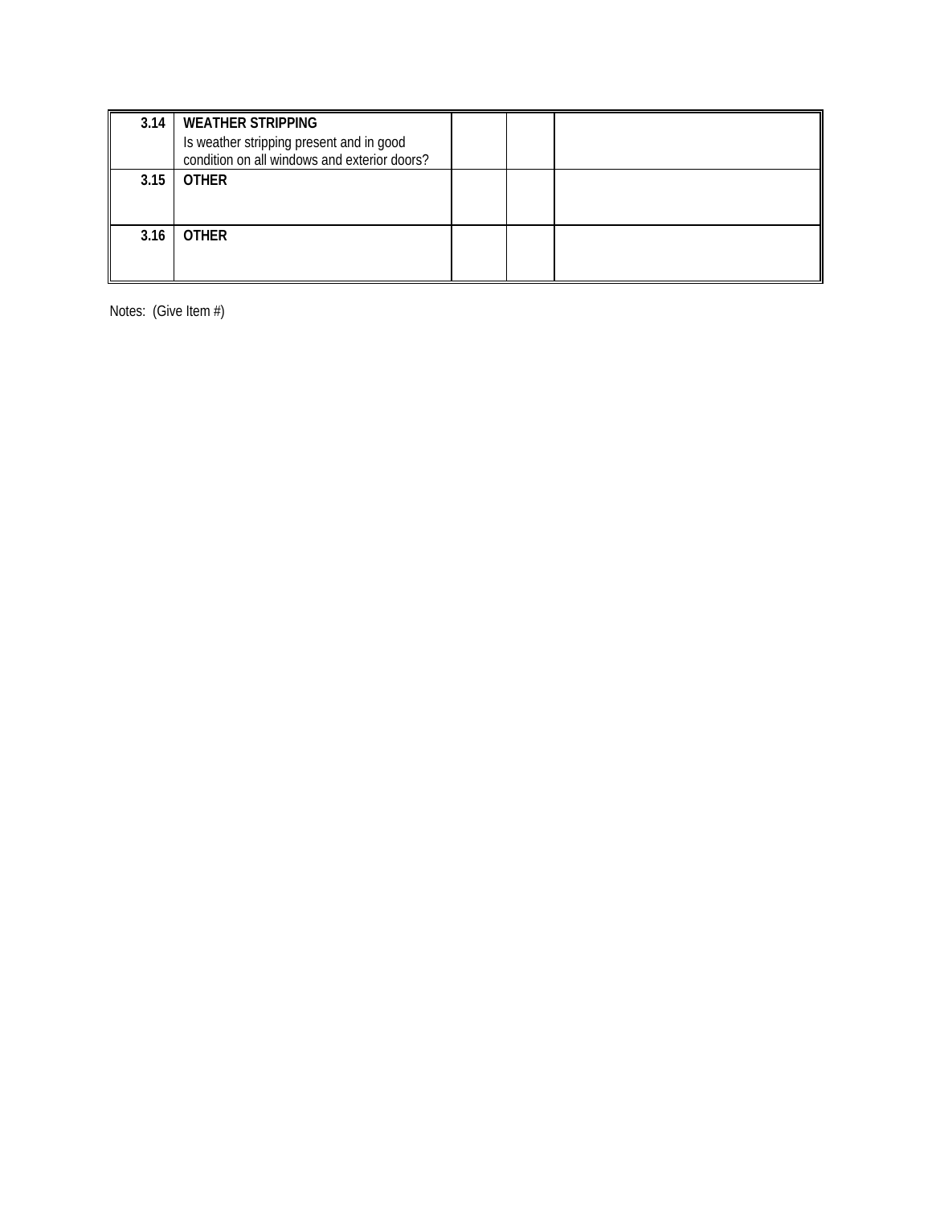| | | | | |
|---|---|---|---|---|
| **3.14** | **WEATHER STRIPPING**<br>Is weather stripping present and in good condition on all windows and exterior doors? | | | |
| **3.15** | **OTHER** | | | |
| **3.16** | **OTHER** | | | |

Notes: (Give Item #)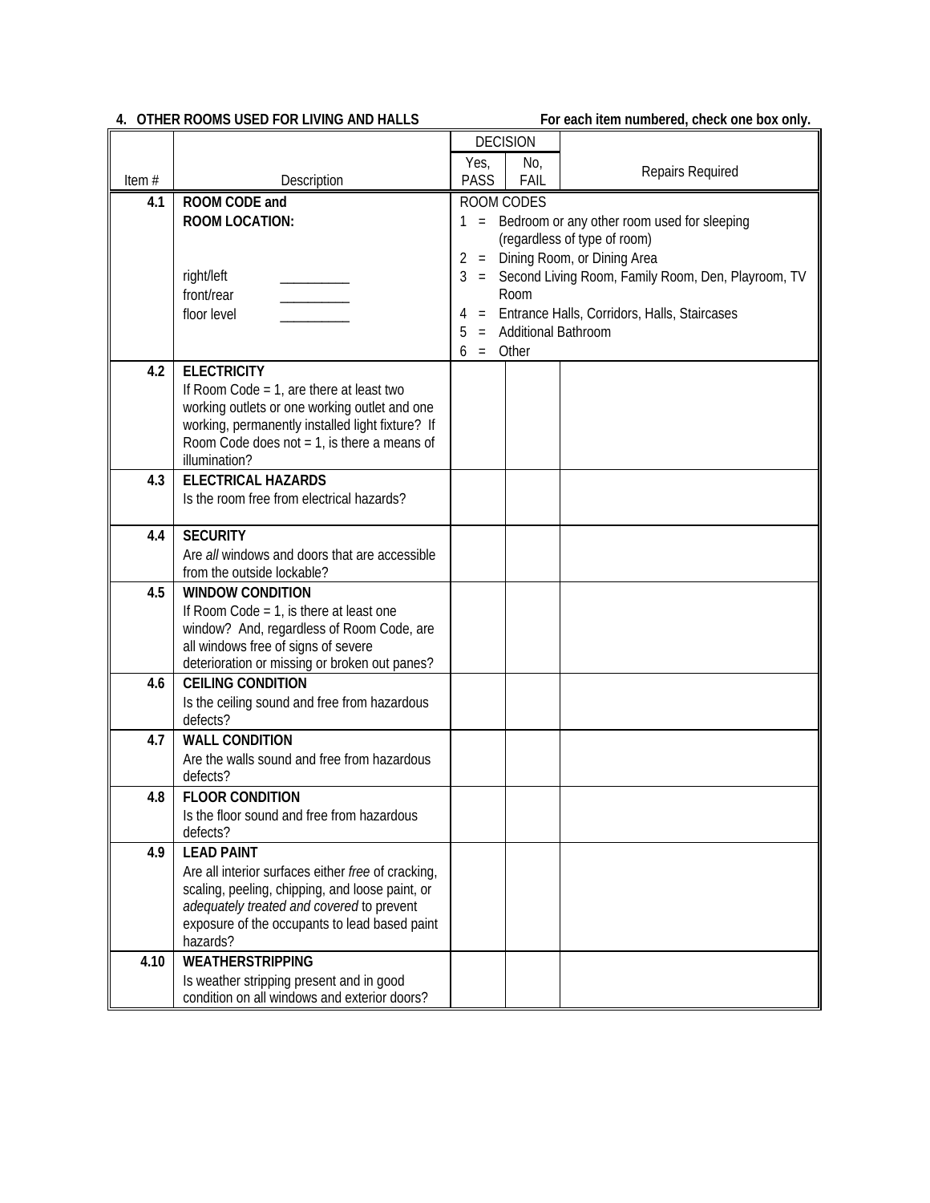**4. OTHER ROOMS USED FOR LIVING AND HALLS** **For each item numbered, check one box only.**

| Item # | Description | DECISION Yes, PASS | No, FAIL | Repairs Required |
|---|---|---|---|---|
| 4.1 | **ROOM CODE and ROOM LOCATION:**<br><br>right/left \_\_\_\_\_\_\_\_\_\_<br>front/rear \_\_\_\_\_\_\_\_\_\_<br>floor level \_\_\_\_\_\_\_\_\_\_ | ROOM CODES<br>1 = Bedroom or any other room used for sleeping (regardless of type of room)<br>2 = Dining Room, or Dining Area<br>3 = Second Living Room, Family Room, Den, Playroom, TV Room<br>4 = Entrance Halls, Corridors, Halls, Staircases<br>5 = Additional Bathroom<br>6 = Other | | |
| 4.2 | **ELECTRICITY**<br>If Room Code = 1, are there at least two working outlets or one working outlet and one working, permanently installed light fixture? If Room Code does not = 1, is there a means of illumination? | | | |
| 4.3 | **ELECTRICAL HAZARDS**<br>Is the room free from electrical hazards? | | | |
| 4.4 | **SECURITY**<br>Are *all* windows and doors that are accessible from the outside lockable? | | | |
| 4.5 | **WINDOW CONDITION**<br>If Room Code = 1, is there at least one window? And, regardless of Room Code, are all windows free of signs of severe deterioration or missing or broken out panes? | | | |
| 4.6 | **CEILING CONDITION**<br>Is the ceiling sound and free from hazardous defects? | | | |
| 4.7 | **WALL CONDITION**<br>Are the walls sound and free from hazardous defects? | | | |
| 4.8 | **FLOOR CONDITION**<br>Is the floor sound and free from hazardous defects? | | | |
| 4.9 | **LEAD PAINT**<br>Are all interior surfaces either *free* of cracking, scaling, peeling, chipping, and loose paint, or *adequately treated and covered* to prevent exposure of the occupants to lead based paint hazards? | | | |
| 4.10 | **WEATHERSTRIPPING**<br>Is weather stripping present and in good condition on all windows and exterior doors? | | | |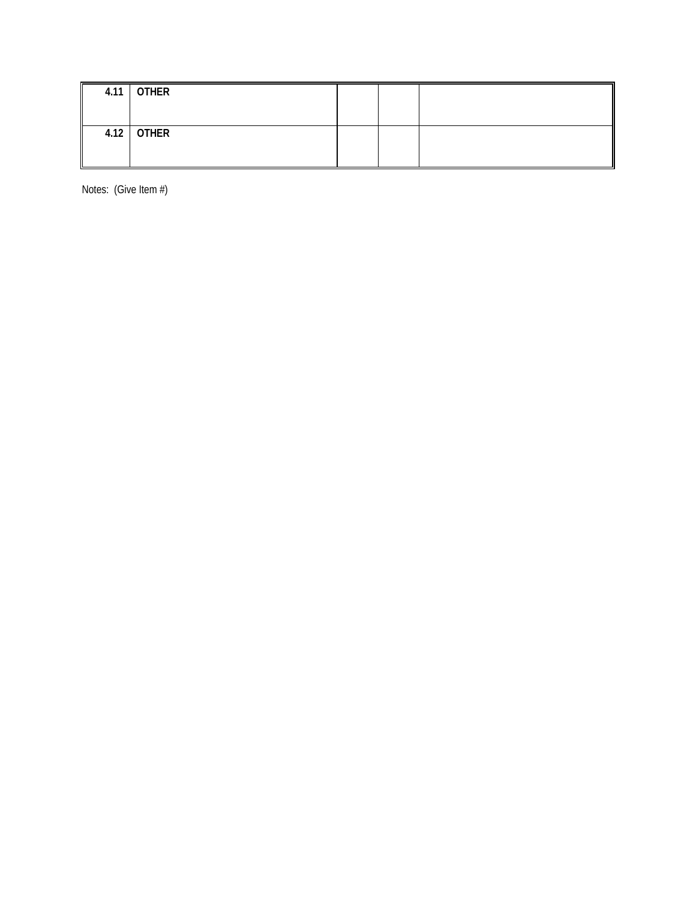| | | | | |
|---|---|---|---|---|
| **4.11** | **OTHER** | | | |
| **4.12** | **OTHER** | | | |

Notes: (Give Item #)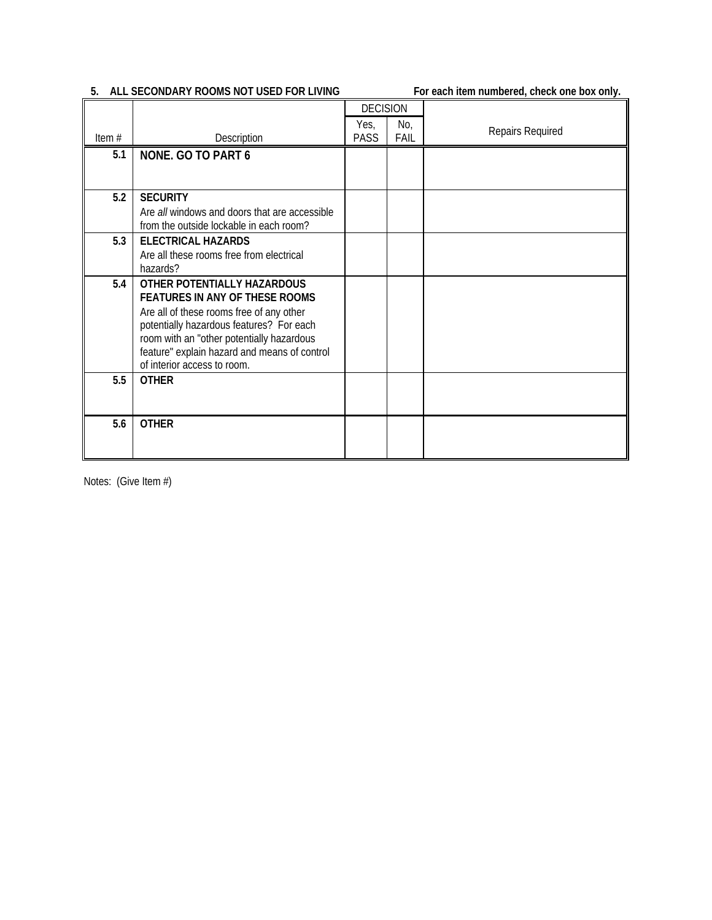**5. ALL SECONDARY ROOMS NOT USED FOR LIVING** **For each item numbered, check one box only.**

| Item # | Description | DECISION | | Repairs Required |
|---|---|---|---|---|
| | | Yes, PASS | No, FAIL | |
| 5.1 | **NONE. GO TO PART 6** | | | |
| 5.2 | **SECURITY** Are *all* windows and doors that are accessible from the outside lockable in each room? | | | |
| 5.3 | **ELECTRICAL HAZARDS** Are all these rooms free from electrical hazards? | | | |
| 5.4 | **OTHER POTENTIALLY HAZARDOUS FEATURES IN ANY OF THESE ROOMS** Are all of these rooms free of any other potentially hazardous features? For each room with an "other potentially hazardous feature" explain hazard and means of control of interior access to room. | | | |
| 5.5 | **OTHER** | | | |
| 5.6 | **OTHER** | | | |

Notes: (Give Item #)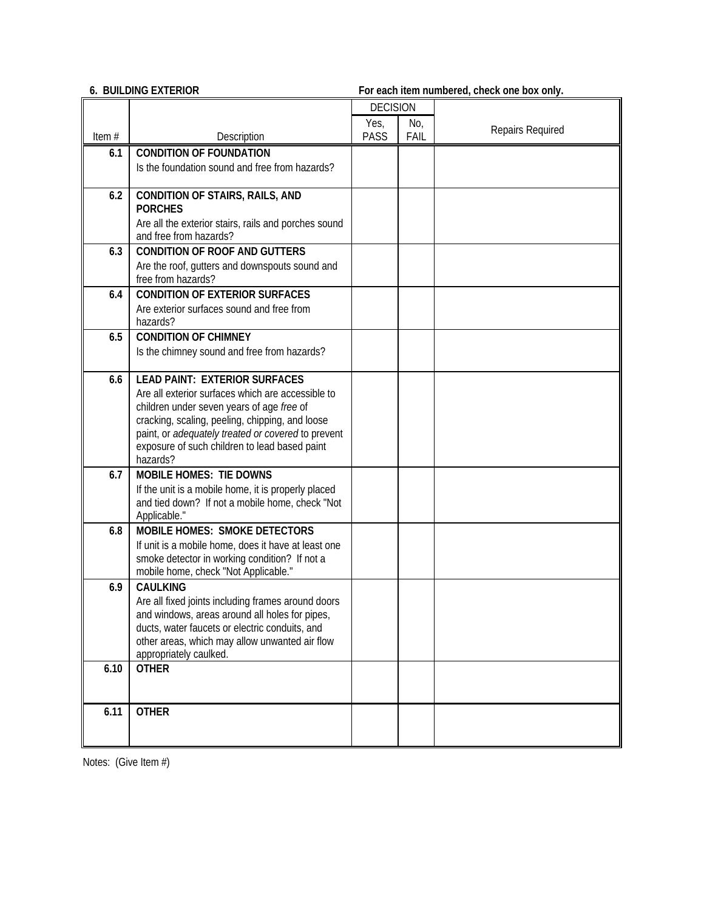**6. BUILDING EXTERIOR** **For each item numbered, check one box only.**

| Item # | Description | DECISION | | Repairs Required |
|---|---|---|---|---|
| | | Yes, PASS | No, FAIL | |
| 6.1 | **CONDITION OF FOUNDATION**<br>Is the foundation sound and free from hazards? | | | |
| 6.2 | **CONDITION OF STAIRS, RAILS, AND PORCHES**<br>Are all the exterior stairs, rails and porches sound and free from hazards? | | | |
| 6.3 | **CONDITION OF ROOF AND GUTTERS**<br>Are the roof, gutters and downspouts sound and free from hazards? | | | |
| 6.4 | **CONDITION OF EXTERIOR SURFACES**<br>Are exterior surfaces sound and free from hazards? | | | |
| 6.5 | **CONDITION OF CHIMNEY**<br>Is the chimney sound and free from hazards? | | | |
| 6.6 | **LEAD PAINT: EXTERIOR SURFACES**<br>Are all exterior surfaces which are accessible to children under seven years of age *free* of cracking, scaling, peeling, chipping, and loose paint, or *adequately treated or covered* to prevent exposure of such children to lead based paint hazards? | | | |
| 6.7 | **MOBILE HOMES: TIE DOWNS**<br>If the unit is a mobile home, it is properly placed and tied down? If not a mobile home, check "Not Applicable." | | | |
| 6.8 | **MOBILE HOMES: SMOKE DETECTORS**<br>If unit is a mobile home, does it have at least one smoke detector in working condition? If not a mobile home, check "Not Applicable." | | | |
| 6.9 | **CAULKING**<br>Are all fixed joints including frames around doors and windows, areas around all holes for pipes, ducts, water faucets or electric conduits, and other areas, which may allow unwanted air flow appropriately caulked. | | | |
| 6.10 | **OTHER** | | | |
| 6.11 | **OTHER** | | | |

Notes: (Give Item #)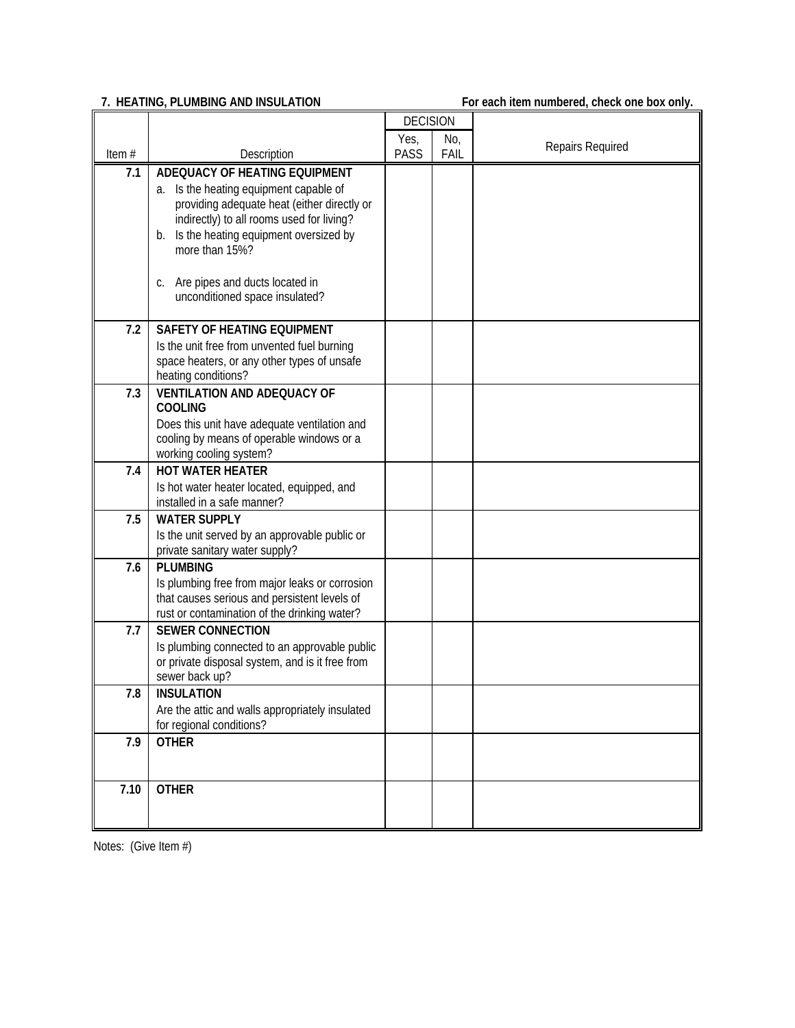**7. HEATING, PLUMBING AND INSULATION** **For each item numbered, check one box only.**

| Item # | Description | DECISION Yes, PASS | No, FAIL | Repairs Required |
|---|---|---|---|---|
| 7.1 | **ADEQUACY OF HEATING EQUIPMENT**<br>a. Is the heating equipment capable of providing adequate heat (either directly or indirectly) to all rooms used for living?<br>b. Is the heating equipment oversized by more than 15%?<br>c. Are pipes and ducts located in unconditioned space insulated? | | | |
| 7.2 | **SAFETY OF HEATING EQUIPMENT**<br>Is the unit free from unvented fuel burning space heaters, or any other types of unsafe heating conditions? | | | |
| 7.3 | **VENTILATION AND ADEQUACY OF COOLING**<br>Does this unit have adequate ventilation and cooling by means of operable windows or a working cooling system? | | | |
| 7.4 | **HOT WATER HEATER**<br>Is hot water heater located, equipped, and installed in a safe manner? | | | |
| 7.5 | **WATER SUPPLY**<br>Is the unit served by an approvable public or private sanitary water supply? | | | |
| 7.6 | **PLUMBING**<br>Is plumbing free from major leaks or corrosion that causes serious and persistent levels of rust or contamination of the drinking water? | | | |
| 7.7 | **SEWER CONNECTION**<br>Is plumbing connected to an approvable public or private disposal system, and is it free from sewer back up? | | | |
| 7.8 | **INSULATION**<br>Are the attic and walls appropriately insulated for regional conditions? | | | |
| 7.9 | **OTHER** | | | |
| 7.10 | **OTHER** | | | |

Notes: (Give Item #)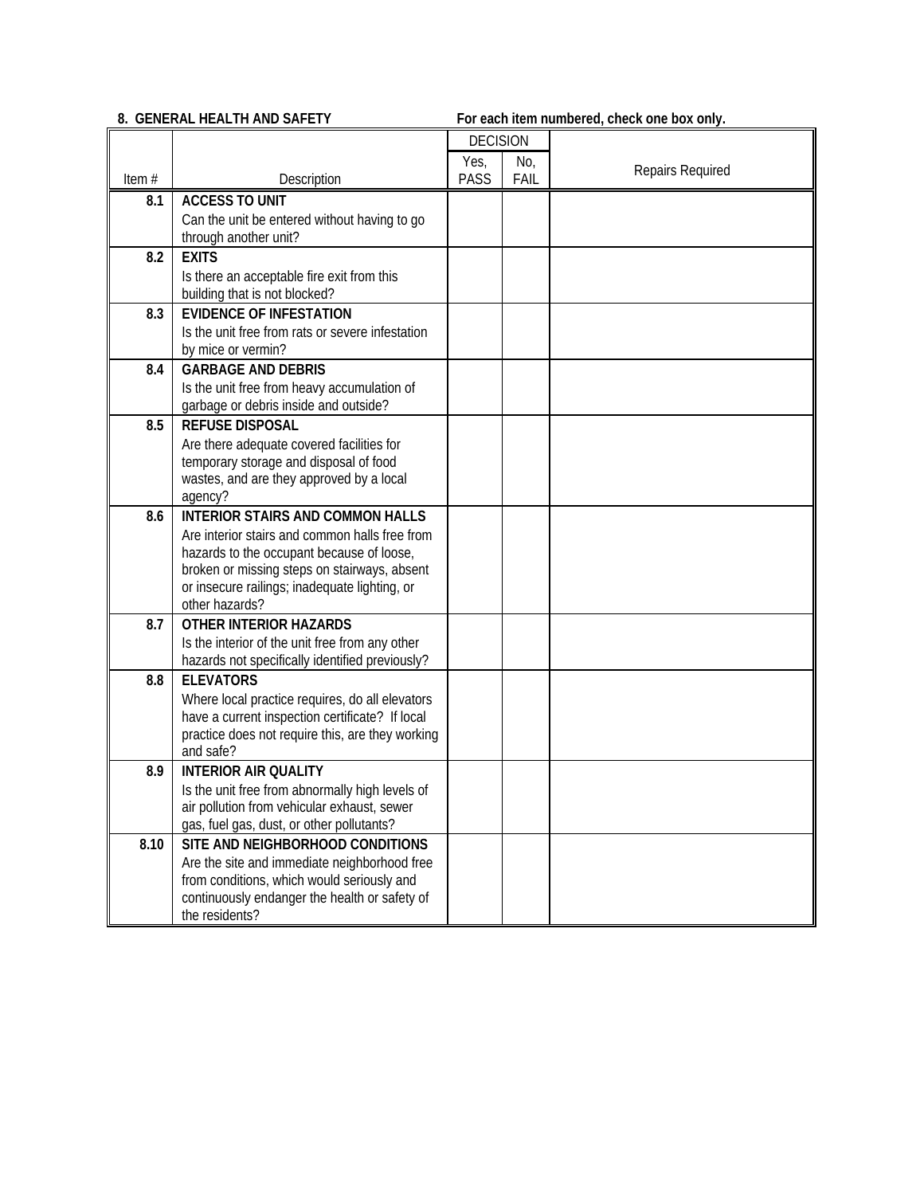**8. GENERAL HEALTH AND SAFETY** **For each item numbered, check one box only.**

| Item # | Description | DECISION Yes, PASS | No, FAIL | Repairs Required |
|---|---|---|---|---|
| 8.1 | **ACCESS TO UNIT** Can the unit be entered without having to go through another unit? | | | |
| 8.2 | **EXITS** Is there an acceptable fire exit from this building that is not blocked? | | | |
| 8.3 | **EVIDENCE OF INFESTATION** Is the unit free from rats or severe infestation by mice or vermin? | | | |
| 8.4 | **GARBAGE AND DEBRIS** Is the unit free from heavy accumulation of garbage or debris inside and outside? | | | |
| 8.5 | **REFUSE DISPOSAL** Are there adequate covered facilities for temporary storage and disposal of food wastes, and are they approved by a local agency? | | | |
| 8.6 | **INTERIOR STAIRS AND COMMON HALLS** Are interior stairs and common halls free from hazards to the occupant because of loose, broken or missing steps on stairways, absent or insecure railings; inadequate lighting, or other hazards? | | | |
| 8.7 | **OTHER INTERIOR HAZARDS** Is the interior of the unit free from any other hazards not specifically identified previously? | | | |
| 8.8 | **ELEVATORS** Where local practice requires, do all elevators have a current inspection certificate? If local practice does not require this, are they working and safe? | | | |
| 8.9 | **INTERIOR AIR QUALITY** Is the unit free from abnormally high levels of air pollution from vehicular exhaust, sewer gas, fuel gas, dust, or other pollutants? | | | |
| 8.10 | **SITE AND NEIGHBORHOOD CONDITIONS** Are the site and immediate neighborhood free from conditions, which would seriously and continuously endanger the health or safety of the residents? | | | |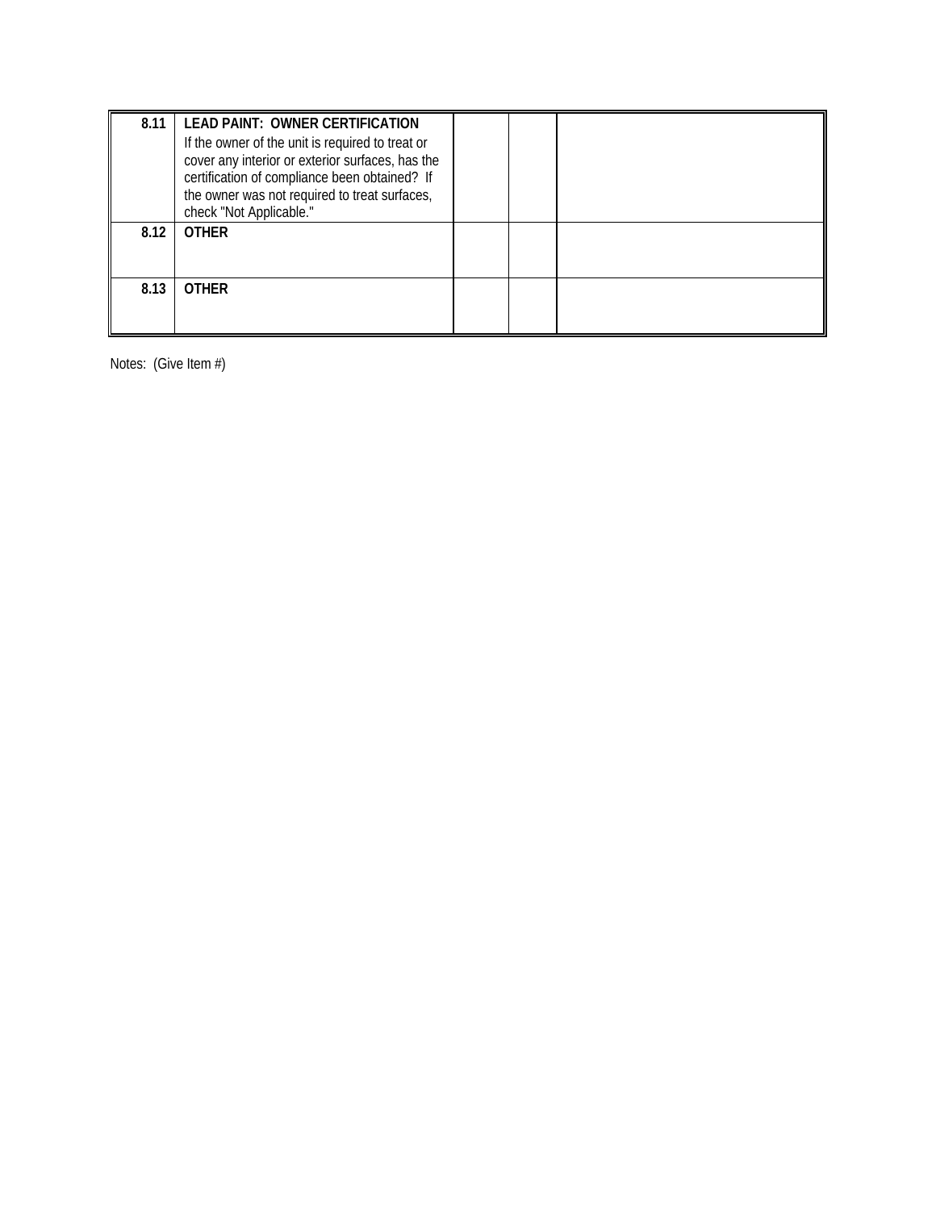| | | | | |
|---|---|---|---|---|
| 8.11 | **LEAD PAINT: OWNER CERTIFICATION**<br>If the owner of the unit is required to treat or cover any interior or exterior surfaces, has the certification of compliance been obtained? If the owner was not required to treat surfaces, check "Not Applicable." | | | |
| 8.12 | **OTHER** | | | |
| 8.13 | **OTHER** | | | |

Notes: (Give Item #)